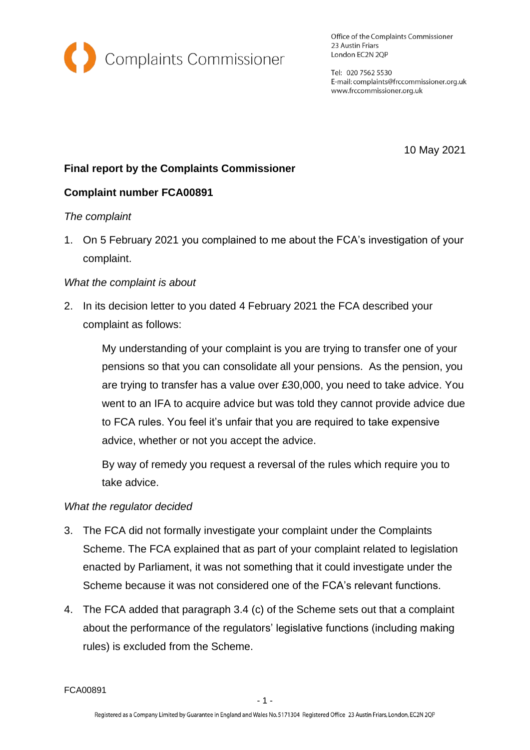Complaints Commissioner

Office of the Complaints Commissioner
23 Austin Friars
London EC2N 2QP

Tel: 020 7562 5530
E-mail: complaints@frccommissioner.org.uk
www.frccommissioner.org.uk

10 May 2021

**Final report by the Complaints Commissioner**

**Complaint number FCA00891**

*The complaint*

1. On 5 February 2021 you complained to me about the FCA's investigation of your complaint.

*What the complaint is about*

2. In its decision letter to you dated 4 February 2021 the FCA described your complaint as follows:

   My understanding of your complaint is you are trying to transfer one of your pensions so that you can consolidate all your pensions. As the pension, you are trying to transfer has a value over £30,000, you need to take advice. You went to an IFA to acquire advice but was told they cannot provide advice due to FCA rules. You feel it's unfair that you are required to take expensive advice, whether or not you accept the advice.

   By way of remedy you request a reversal of the rules which require you to take advice.

*What the regulator decided*

3. The FCA did not formally investigate your complaint under the Complaints Scheme. The FCA explained that as part of your complaint related to legislation enacted by Parliament, it was not something that it could investigate under the Scheme because it was not considered one of the FCA's relevant functions.

4. The FCA added that paragraph 3.4 (c) of the Scheme sets out that a complaint about the performance of the regulators' legislative functions (including making rules) is excluded from the Scheme.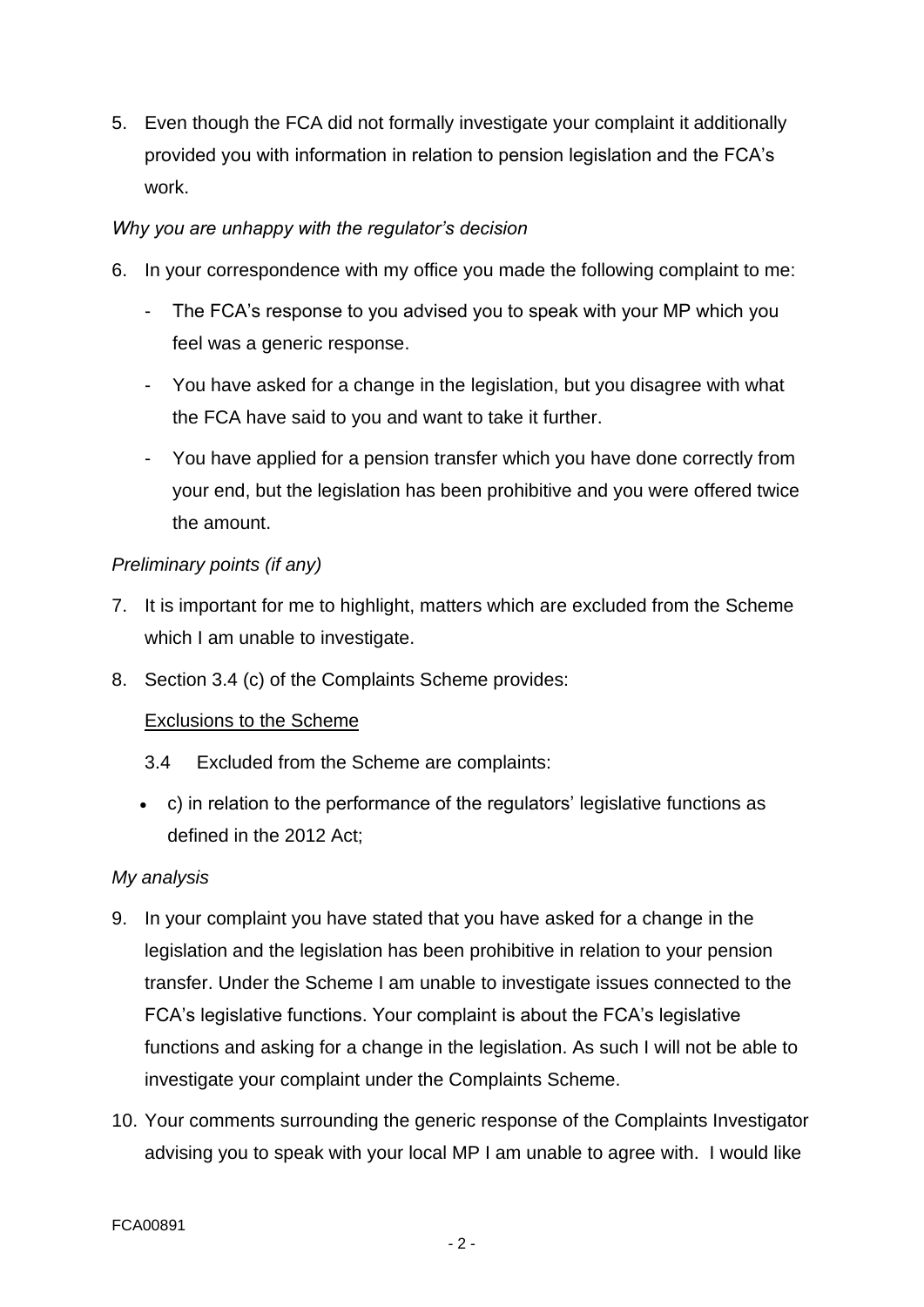5. Even though the FCA did not formally investigate your complaint it additionally provided you with information in relation to pension legislation and the FCA's work.

*Why you are unhappy with the regulator's decision*

6. In your correspondence with my office you made the following complaint to me:

   - The FCA's response to you advised you to speak with your MP which you feel was a generic response.
   - You have asked for a change in the legislation, but you disagree with what the FCA have said to you and want to take it further.
   - You have applied for a pension transfer which you have done correctly from your end, but the legislation has been prohibitive and you were offered twice the amount.

*Preliminary points (if any)*

7. It is important for me to highlight, matters which are excluded from the Scheme which I am unable to investigate.

8. Section 3.4 (c) of the Complaints Scheme provides:

   <u>Exclusions to the Scheme</u>

   3.4 Excluded from the Scheme are complaints:

   - c) in relation to the performance of the regulators' legislative functions as defined in the 2012 Act;

*My analysis*

9. In your complaint you have stated that you have asked for a change in the legislation and the legislation has been prohibitive in relation to your pension transfer. Under the Scheme I am unable to investigate issues connected to the FCA's legislative functions. Your complaint is about the FCA's legislative functions and asking for a change in the legislation. As such I will not be able to investigate your complaint under the Complaints Scheme.

10. Your comments surrounding the generic response of the Complaints Investigator advising you to speak with your local MP I am unable to agree with. I would like

FCA00891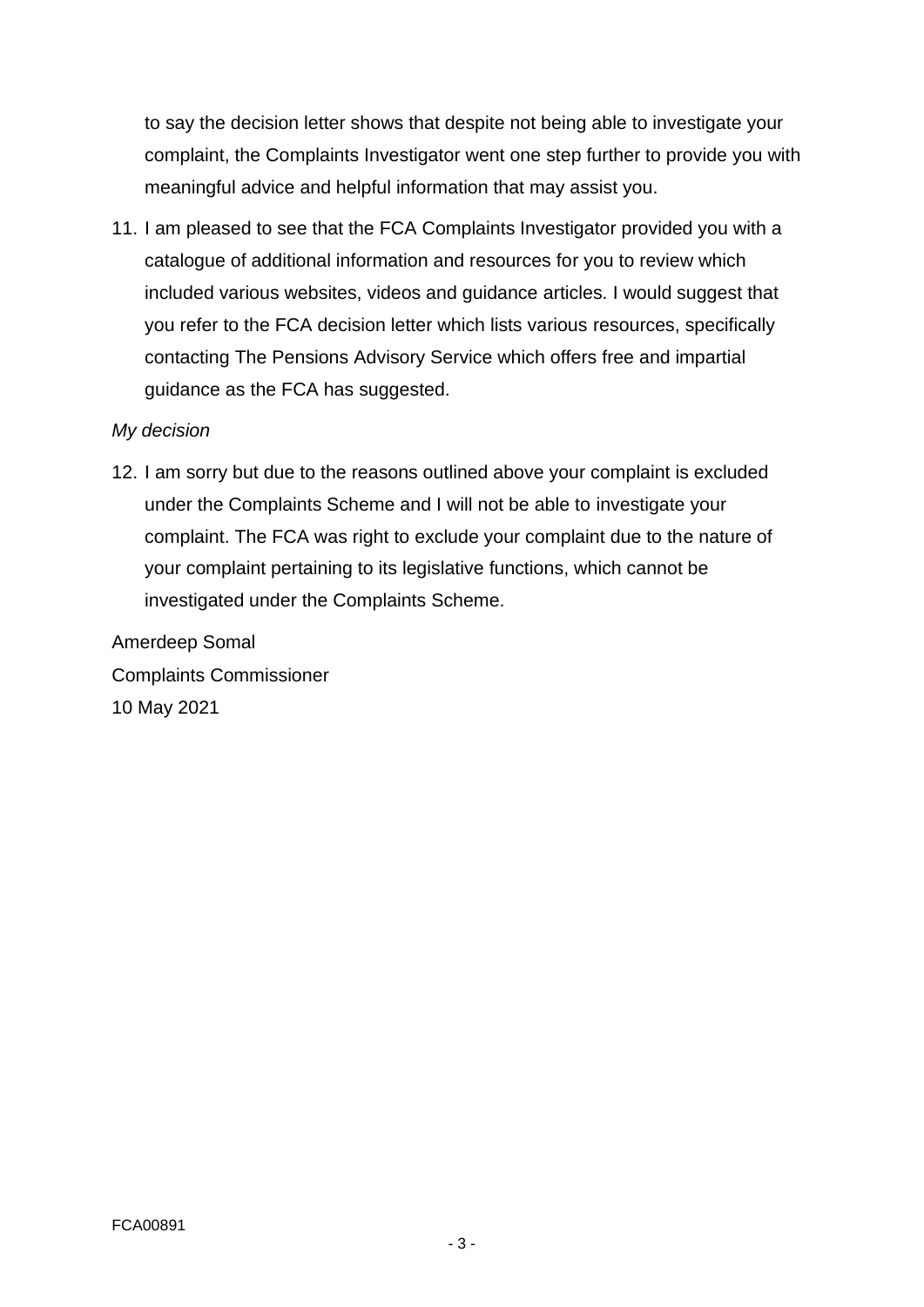to say the decision letter shows that despite not being able to investigate your complaint, the Complaints Investigator went one step further to provide you with meaningful advice and helpful information that may assist you.

11. I am pleased to see that the FCA Complaints Investigator provided you with a catalogue of additional information and resources for you to review which included various websites, videos and guidance articles. I would suggest that you refer to the FCA decision letter which lists various resources, specifically contacting The Pensions Advisory Service which offers free and impartial guidance as the FCA has suggested.

*My decision*

12. I am sorry but due to the reasons outlined above your complaint is excluded under the Complaints Scheme and I will not be able to investigate your complaint. The FCA was right to exclude your complaint due to the nature of your complaint pertaining to its legislative functions, which cannot be investigated under the Complaints Scheme.

Amerdeep Somal
Complaints Commissioner
10 May 2021

FCA00891